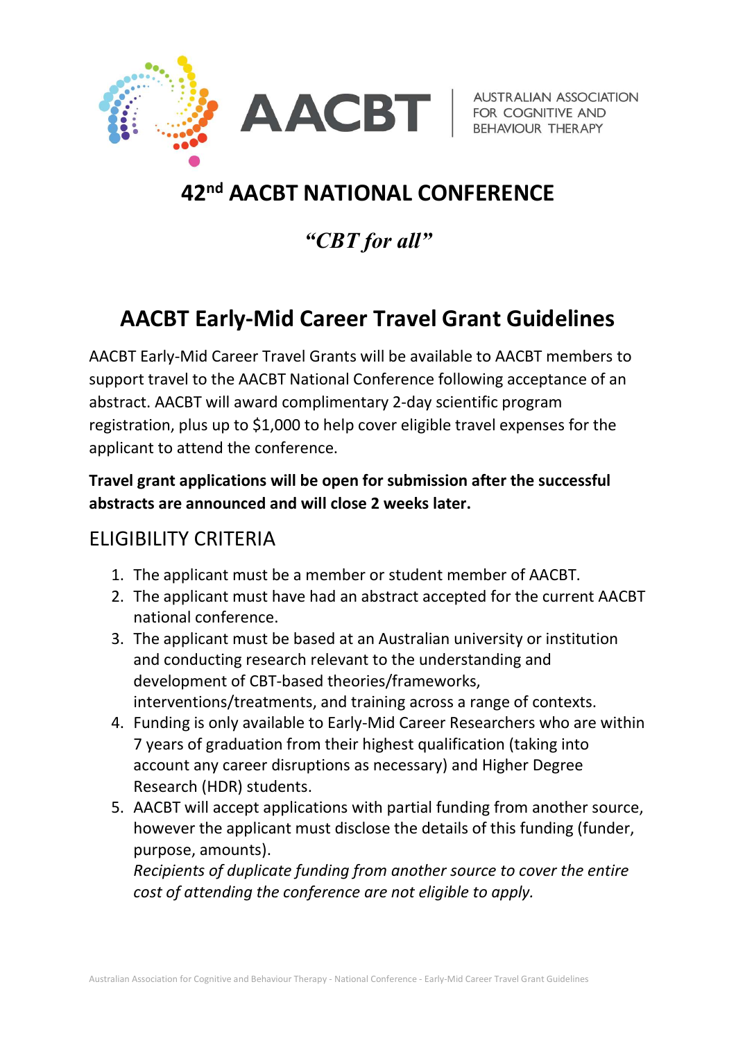AACBT | AUSTRALIAN ASSOCIATION FOR COGNITIVE AND BEHAVIOUR THERAPY

# 42nd AACBT NATIONAL CONFERENCE

***"CBT for all"***

## AACBT Early-Mid Career Travel Grant Guidelines

AACBT Early-Mid Career Travel Grants will be available to AACBT members to support travel to the AACBT National Conference following acceptance of an abstract. AACBT will award complimentary 2-day scientific program registration, plus up to $1,000 to help cover eligible travel expenses for the applicant to attend the conference.

**Travel grant applications will be open for submission after the successful abstracts are announced and will close 2 weeks later.**

### ELIGIBILITY CRITERIA

1. The applicant must be a member or student member of AACBT.
2. The applicant must have had an abstract accepted for the current AACBT national conference.
3. The applicant must be based at an Australian university or institution and conducting research relevant to the understanding and development of CBT-based theories/frameworks, interventions/treatments, and training across a range of contexts.
4. Funding is only available to Early-Mid Career Researchers who are within 7 years of graduation from their highest qualification (taking into account any career disruptions as necessary) and Higher Degree Research (HDR) students.
5. AACBT will accept applications with partial funding from another source, however the applicant must disclose the details of this funding (funder, purpose, amounts).
   *Recipients of duplicate funding from another source to cover the entire cost of attending the conference are not eligible to apply.*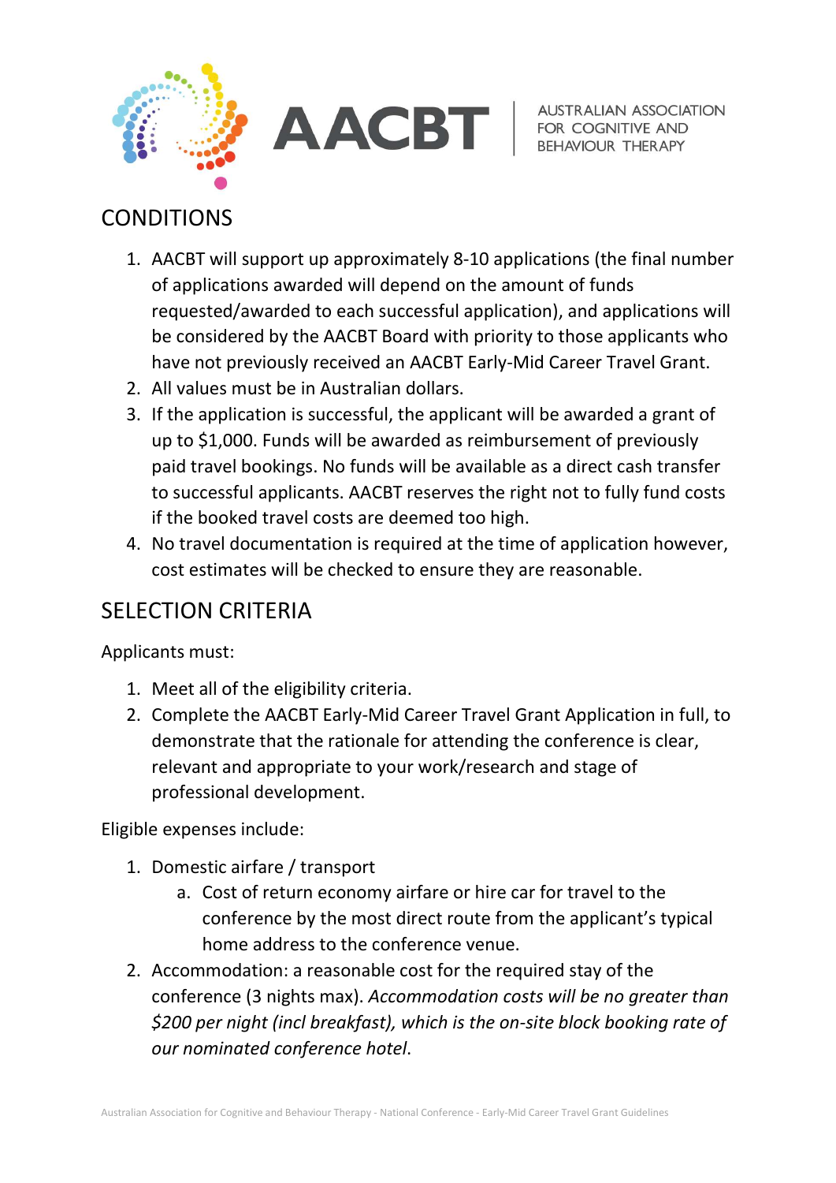## CONDITIONS

1. AACBT will support up approximately 8-10 applications (the final number of applications awarded will depend on the amount of funds requested/awarded to each successful application), and applications will be considered by the AACBT Board with priority to those applicants who have not previously received an AACBT Early-Mid Career Travel Grant.
2. All values must be in Australian dollars.
3. If the application is successful, the applicant will be awarded a grant of up to $1,000. Funds will be awarded as reimbursement of previously paid travel bookings. No funds will be available as a direct cash transfer to successful applicants. AACBT reserves the right not to fully fund costs if the booked travel costs are deemed too high.
4. No travel documentation is required at the time of application however, cost estimates will be checked to ensure they are reasonable.

## SELECTION CRITERIA

Applicants must:

1. Meet all of the eligibility criteria.
2. Complete the AACBT Early-Mid Career Travel Grant Application in full, to demonstrate that the rationale for attending the conference is clear, relevant and appropriate to your work/research and stage of professional development.

Eligible expenses include:

1. Domestic airfare / transport
    a. Cost of return economy airfare or hire car for travel to the conference by the most direct route from the applicant's typical home address to the conference venue.
2. Accommodation: a reasonable cost for the required stay of the conference (3 nights max). *Accommodation costs will be no greater than $200 per night (incl breakfast), which is the on-site block booking rate of our nominated conference hotel.*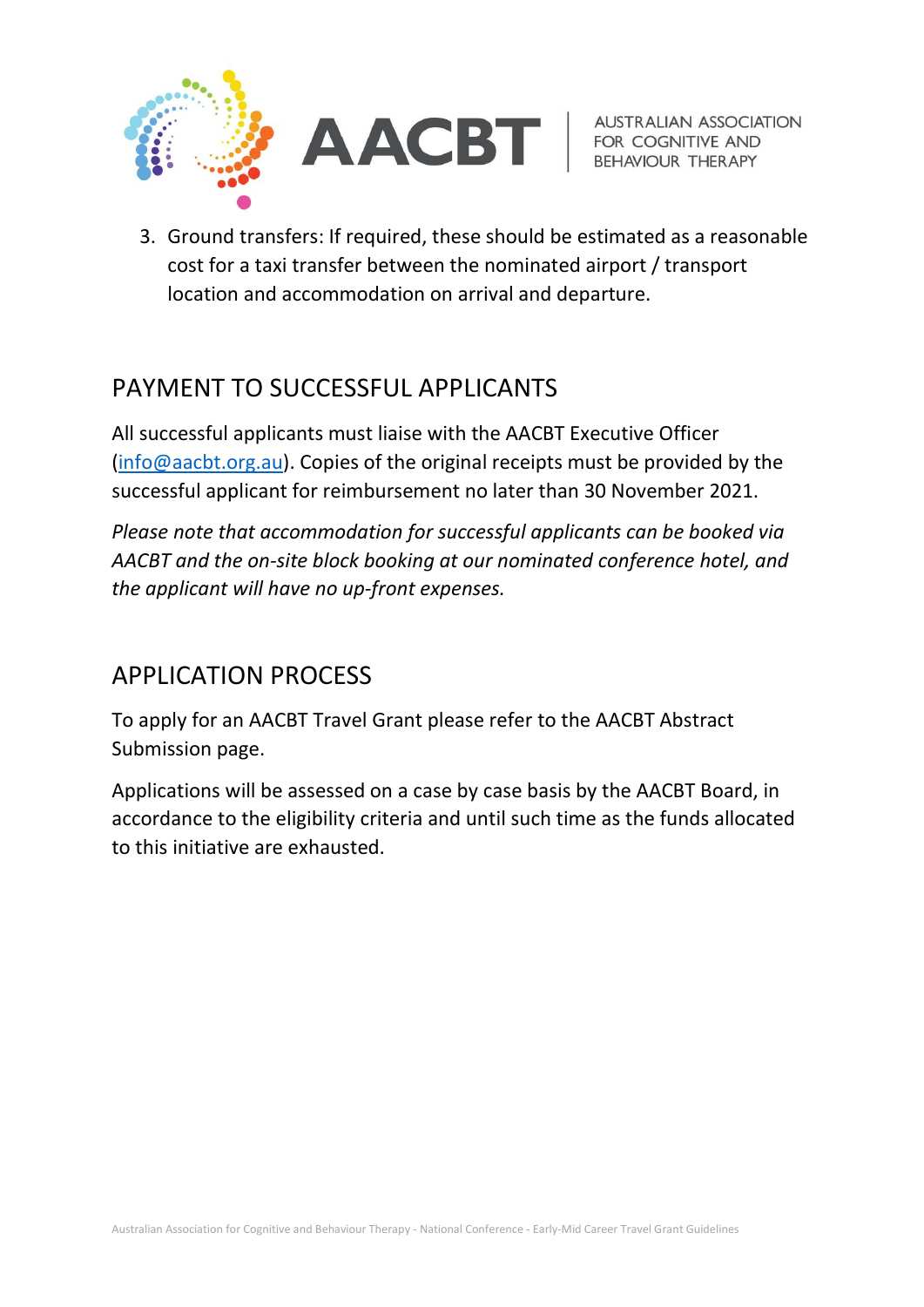3. Ground transfers: If required, these should be estimated as a reasonable cost for a taxi transfer between the nominated airport / transport location and accommodation on arrival and departure.

## PAYMENT TO SUCCESSFUL APPLICANTS

All successful applicants must liaise with the AACBT Executive Officer (info@aacbt.org.au). Copies of the original receipts must be provided by the successful applicant for reimbursement no later than 30 November 2021.

*Please note that accommodation for successful applicants can be booked via AACBT and the on-site block booking at our nominated conference hotel, and the applicant will have no up-front expenses.*

## APPLICATION PROCESS

To apply for an AACBT Travel Grant please refer to the AACBT Abstract Submission page.

Applications will be assessed on a case by case basis by the AACBT Board, in accordance to the eligibility criteria and until such time as the funds allocated to this initiative are exhausted.